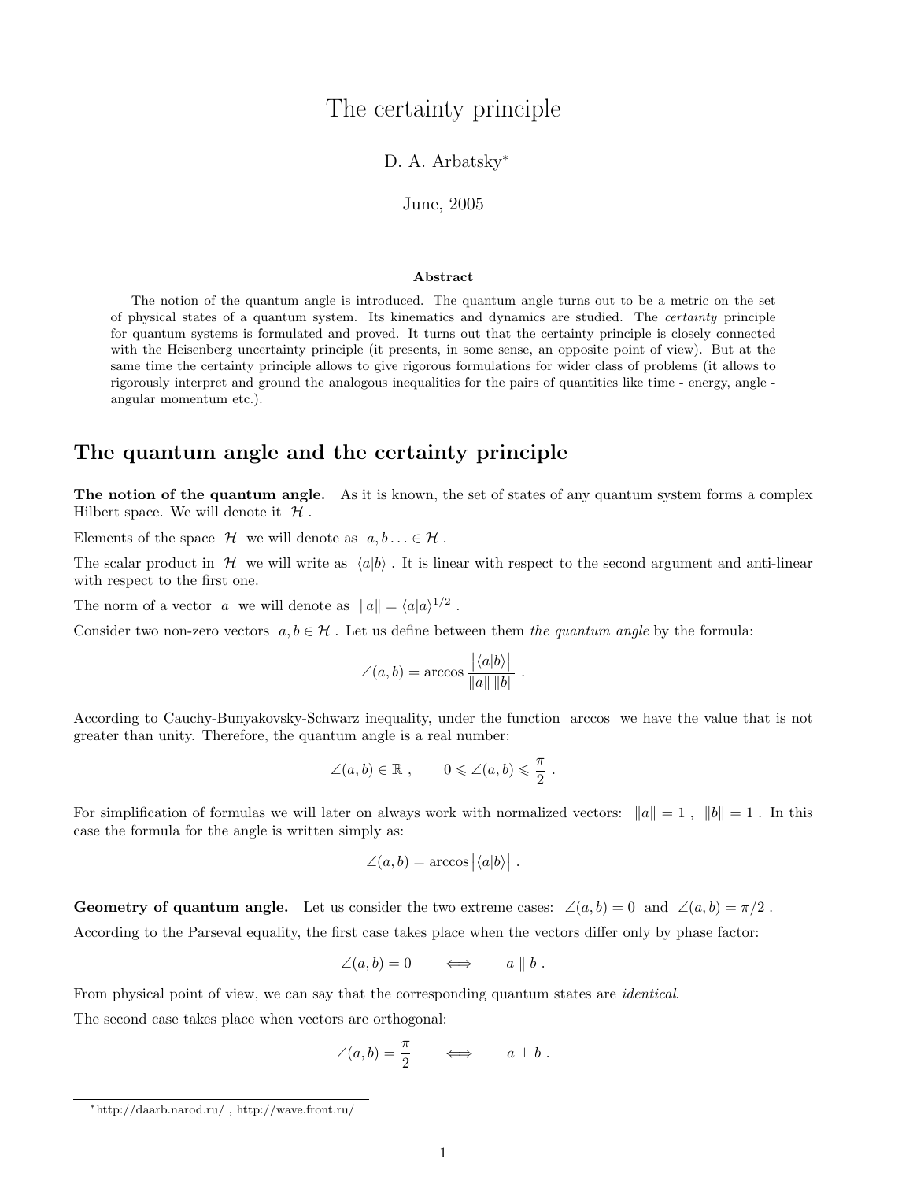# The certainty principle

D. A. Arbatsky*

June, 2005

**Abstract**

The notion of the quantum angle is introduced. The quantum angle turns out to be a metric on the set of physical states of a quantum system. Its kinematics and dynamics are studied. The *certainty* principle for quantum systems is formulated and proved. It turns out that the certainty principle is closely connected with the Heisenberg uncertainty principle (it presents, in some sense, an opposite point of view). But at the same time the certainty principle allows to give rigorous formulations for wider class of problems (it allows to rigorously interpret and ground the analogous inequalities for the pairs of quantities like time - energy, angle - angular momentum etc.).

## The quantum angle and the certainty principle

**The notion of the quantum angle.** As it is known, the set of states of any quantum system forms a complex Hilbert space. We will denote it $\mathcal{H}$ .

Elements of the space $\mathcal{H}$ we will denote as $a, b \ldots \in \mathcal{H}$ .

The scalar product in $\mathcal{H}$ we will write as $\langle a|b\rangle$ . It is linear with respect to the second argument and anti-linear with respect to the first one.

The norm of a vector $a$ we will denote as $\|a\| = \langle a|a\rangle^{1/2}$ .

Consider two non-zero vectors $a, b \in \mathcal{H}$ . Let us define between them *the quantum angle* by the formula:

$$\angle(a,b) = \arccos \frac{\left|\langle a|b\rangle\right|}{\|a\|\,\|b\|} \ .$$

According to Cauchy-Bunyakovsky-Schwarz inequality, under the function arccos we have the value that is not greater than unity. Therefore, the quantum angle is a real number:

$$\angle(a,b) \in \mathbb{R} \ , \qquad 0 \leqslant \angle(a,b) \leqslant \frac{\pi}{2} \ .$$

For simplification of formulas we will later on always work with normalized vectors: $\|a\| = 1$ , $\|b\| = 1$ . In this case the formula for the angle is written simply as:

$$\angle(a,b) = \arccos\left|\langle a|b\rangle\right| \ .$$

**Geometry of quantum angle.** Let us consider the two extreme cases: $\angle(a,b) = 0$ and $\angle(a,b) = \pi/2$ .

According to the Parseval equality, the first case takes place when the vectors differ only by phase factor:

$$\angle(a,b) = 0 \qquad \Longleftrightarrow \qquad a \parallel b \ .$$

From physical point of view, we can say that the corresponding quantum states are *identical*.

The second case takes place when vectors are orthogonal:

$$\angle(a,b) = \frac{\pi}{2} \qquad \Longleftrightarrow \qquad a \perp b \ .$$

---

*http://daarb.narod.ru/ , http://wave.front.ru/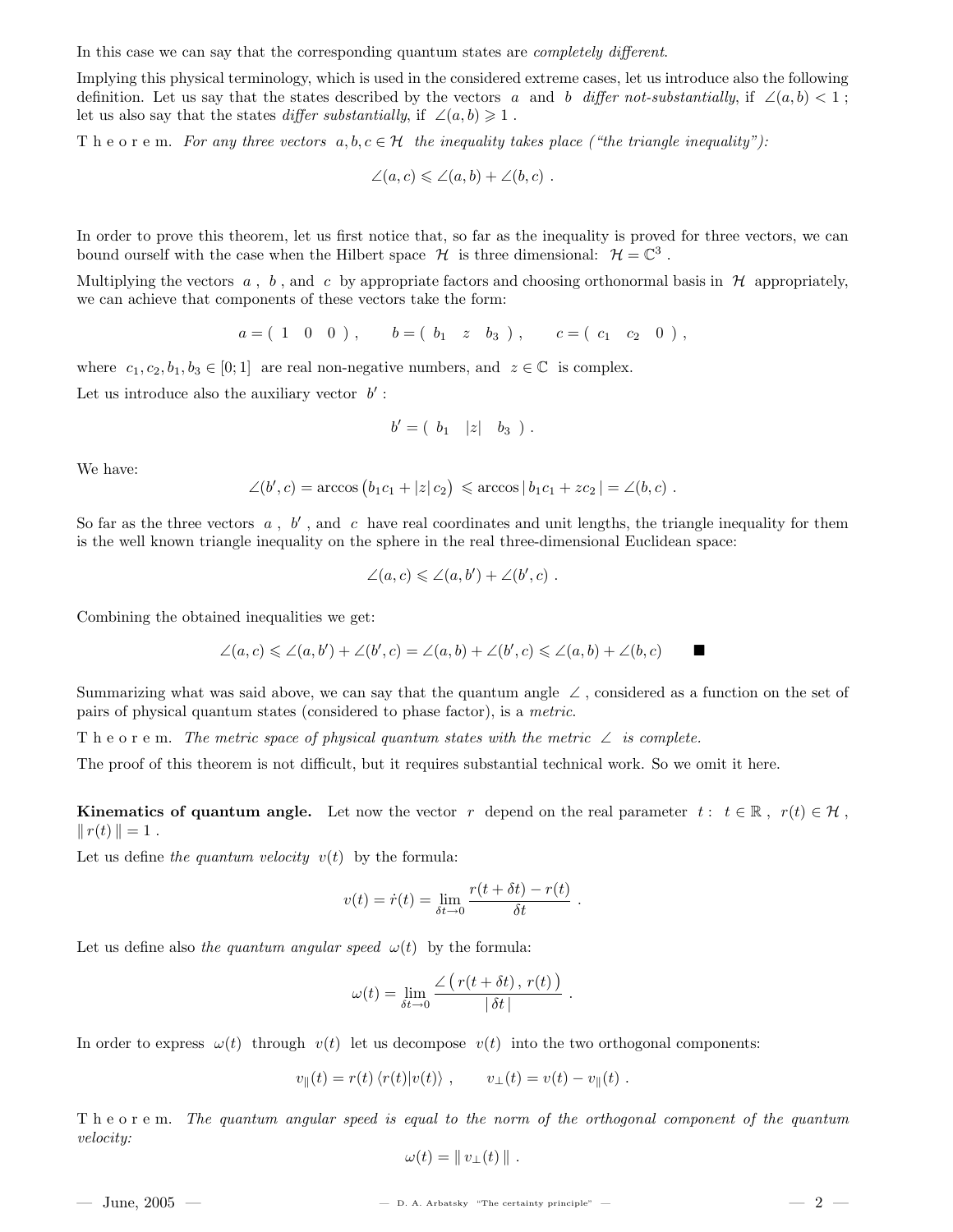In this case we can say that the corresponding quantum states are *completely different*.

Implying this physical terminology, which is used in the considered extreme cases, let us introduce also the following definition. Let us say that the states described by the vectors $a$ and $b$ *differ not-substantially*, if $\angle(a,b) < 1$ ; let us also say that the states *differ substantially*, if $\angle(a,b) \geqslant 1$ .

T h e o r e m. *For any three vectors $a,b,c \in \mathcal{H}$ the inequality takes place ("the triangle inequality"):*

$$\angle(a,c) \leqslant \angle(a,b) + \angle(b,c) \ .$$

In order to prove this theorem, let us first notice that, so far as the inequality is proved for three vectors, we can bound ourself with the case when the Hilbert space $\mathcal{H}$ is three dimensional: $\mathcal{H} = \mathbb{C}^3$ .

Multiplying the vectors $a$ , $b$ , and $c$ by appropriate factors and choosing orthonormal basis in $\mathcal{H}$ appropriately, we can achieve that components of these vectors take the form:

$$a = (\ 1 \quad 0 \quad 0\ )\ , \qquad b = (\ b_1 \quad z \quad b_3\ )\ , \qquad c = (\ c_1 \quad c_2 \quad 0\ )\ ,$$

where $c_1, c_2, b_1, b_3 \in [0;1]$ are real non-negative numbers, and $z \in \mathbb{C}$ is complex.

Let us introduce also the auxiliary vector $b'$ :

$$b' = (\ b_1 \quad |z| \quad b_3\ )\ .$$

We have:

$$\angle(b',c) = \arccos\big(b_1 c_1 + |z|\, c_2\big) \leqslant \arccos|\, b_1 c_1 + z c_2\,| = \angle(b,c)\ .$$

So far as the three vectors $a$ , $b'$ , and $c$ have real coordinates and unit lengths, the triangle inequality for them is the well known triangle inequality on the sphere in the real three-dimensional Euclidean space:

$$\angle(a,c) \leqslant \angle(a,b') + \angle(b',c)\ .$$

Combining the obtained inequalities we get:

$$\angle(a,c) \leqslant \angle(a,b') + \angle(b',c) = \angle(a,b) + \angle(b',c) \leqslant \angle(a,b) + \angle(b,c) \qquad \blacksquare$$

Summarizing what was said above, we can say that the quantum angle $\angle$ , considered as a function on the set of pairs of physical quantum states (considered to phase factor), is a *metric*.

T h e o r e m. *The metric space of physical quantum states with the metric $\angle$ is complete.*

The proof of this theorem is not difficult, but it requires substantial technical work. So we omit it here.

**Kinematics of quantum angle.** Let now the vector $r$ depend on the real parameter $t$ : $t \in \mathbb{R}$ , $r(t) \in \mathcal{H}$ , $\|\, r(t)\,\| = 1$ .

Let us define *the quantum velocity* $v(t)$ by the formula:

$$v(t) = \dot{r}(t) = \lim_{\delta t \to 0} \frac{r(t+\delta t) - r(t)}{\delta t}\ .$$

Let us define also *the quantum angular speed* $\omega(t)$ by the formula:

$$\omega(t) = \lim_{\delta t \to 0} \frac{\angle\big(\, r(t+\delta t)\,,\, r(t)\,\big)}{|\,\delta t\,|}\ .$$

In order to express $\omega(t)$ through $v(t)$ let us decompose $v(t)$ into the two orthogonal components:

$$v_{\parallel}(t) = r(t)\,\langle r(t)|v(t)\rangle\ , \qquad v_{\perp}(t) = v(t) - v_{\parallel}(t)\ .$$

T h e o r e m. *The quantum angular speed is equal to the norm of the orthogonal component of the quantum velocity:*

$$\omega(t) = \|\, v_{\perp}(t)\,\|\ .$$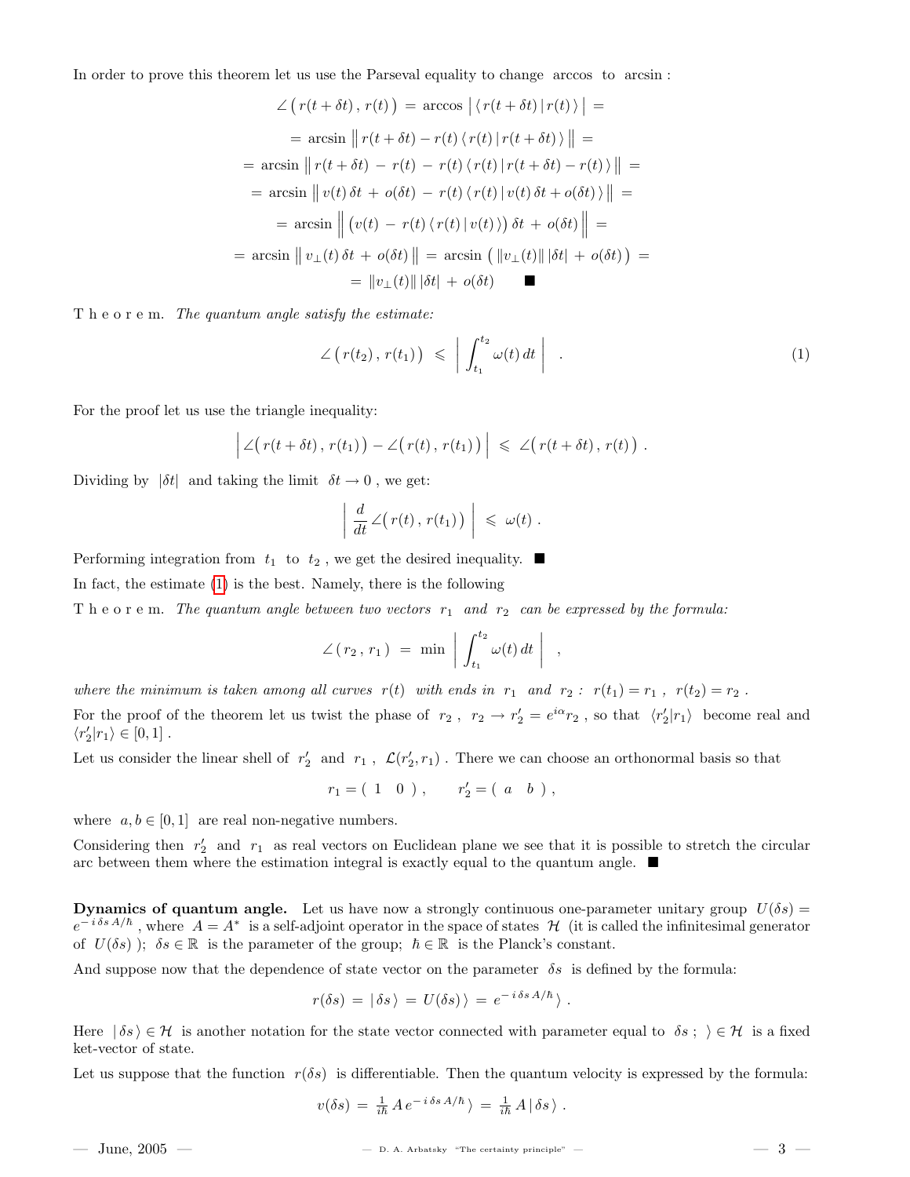In order to prove this theorem let us use the Parseval equality to change arccos to arcsin :

$$
\begin{aligned}
\angle\big(\, r(t+\delta t)\,,\, r(t)\,\big) \;&=\; \arccos\,\big|\,\langle\, r(t+\delta t)\,|\, r(t)\,\rangle\,\big| \;= \\
&=\; \arcsin\,\big\|\, r(t+\delta t) - r(t)\,\langle\, r(t)\,|\, r(t+\delta t)\,\rangle\,\big\| \;= \\
&=\; \arcsin\,\big\|\, r(t+\delta t) \,-\, r(t) \,-\, r(t)\,\langle\, r(t)\,|\, r(t+\delta t) - r(t)\,\rangle\,\big\| \;= \\
&=\; \arcsin\,\big\|\, v(t)\,\delta t \,+\, o(\delta t) \,-\, r(t)\,\langle\, r(t)\,|\, v(t)\,\delta t + o(\delta t)\,\rangle\,\big\| \;= \\
&=\; \arcsin\,\Big\|\, \big(v(t) \,-\, r(t)\,\langle\, r(t)\,|\, v(t)\,\rangle\big)\,\delta t \,+\, o(\delta t)\,\Big\| \;= \\
&=\; \arcsin\,\big\|\, v_\perp(t)\,\delta t \,+\, o(\delta t)\,\big\| \;=\; \arcsin\,\big(\,\|v_\perp(t)\|\,|\delta t| \,+\, o(\delta t)\,\big) \;= \\
&=\; \|v_\perp(t)\|\,|\delta t| \,+\, o(\delta t) \qquad \blacksquare
\end{aligned}
$$

T h e o r e m. *The quantum angle satisfy the estimate:*

$$
\angle\big(\, r(t_2)\,,\, r(t_1)\,\big) \;\leqslant\; \left|\, \int_{t_1}^{t_2} \omega(t)\,dt \,\right| \quad . \tag{1}
$$

For the proof let us use the triangle inequality:

$$
\Big|\,\angle\big(\, r(t+\delta t)\,,\, r(t_1)\,\big) - \angle\big(\, r(t)\,,\, r(t_1)\,\big)\,\Big| \;\leqslant\; \angle\big(\, r(t+\delta t)\,,\, r(t)\,\big) \;.
$$

Dividing by $|\delta t|$ and taking the limit $\delta t \to 0$ , we get:

$$
\left|\, \frac{d}{dt}\angle\big(\, r(t)\,,\, r(t_1)\,\big) \,\right| \;\leqslant\; \omega(t) \;.
$$

Performing integration from $t_1$ to $t_2$ , we get the desired inequality. $\blacksquare$

In fact, the estimate (1) is the best. Namely, there is the following

T h e o r e m. *The quantum angle between two vectors $r_1$ and $r_2$ can be expressed by the formula:*

$$
\angle\,(\, r_2\,,\, r_1\,) \;=\; \min\,\left|\, \int_{t_1}^{t_2} \omega(t)\,dt \,\right| \quad ,
$$

*where the minimum is taken among all curves $r(t)$ with ends in $r_1$ and $r_2$ : $r(t_1) = r_1$ , $r(t_2) = r_2$ .*

For the proof of the theorem let us twist the phase of $r_2$ , $r_2 \to r_2' = e^{i\alpha} r_2$ , so that $\langle r_2' | r_1 \rangle$ become real and $\langle r_2' | r_1 \rangle \in [0,1]$ .

Let us consider the linear shell of $r_2'$ and $r_1$ , $\mathcal{L}(r_2', r_1)$ . There we can choose an orthonormal basis so that

$$
r_1 = (\;1 \quad 0\;)\,, \qquad r_2' = (\;a \quad b\;)\,,
$$

where $a, b \in [0,1]$ are real non-negative numbers.

Considering then $r_2'$ and $r_1$ as real vectors on Euclidean plane we see that it is possible to stretch the circular arc between them where the estimation integral is exactly equal to the quantum angle. $\blacksquare$

**Dynamics of quantum angle.** Let us have now a strongly continuous one-parameter unitary group $U(\delta s) = e^{-\,i\,\delta s\,A/\hbar}$ , where $A = A^*$ is a self-adjoint operator in the space of states $\mathcal{H}$ (it is called the infinitesimal generator of $U(\delta s)$ ); $\delta s \in \mathbb{R}$ is the parameter of the group; $\hbar \in \mathbb{R}$ is the Planck's constant.

And suppose now that the dependence of state vector on the parameter $\delta s$ is defined by the formula:

$$
r(\delta s) \;=\; |\,\delta s\,\rangle \;=\; U(\delta s)\,\rangle \;=\; e^{-\,i\,\delta s\,A/\hbar}\,\rangle \;.
$$

Here $|\,\delta s\,\rangle \in \mathcal{H}$ is another notation for the state vector connected with parameter equal to $\delta s$ ; $\rangle \in \mathcal{H}$ is a fixed ket-vector of state.

Let us suppose that the function $r(\delta s)$ is differentiable. Then the quantum velocity is expressed by the formula:

$$
v(\delta s) \;=\; \tfrac{1}{i\hbar}\,A\,e^{-\,i\,\delta s\,A/\hbar}\,\rangle \;=\; \tfrac{1}{i\hbar}\,A\,|\,\delta s\,\rangle \;.
$$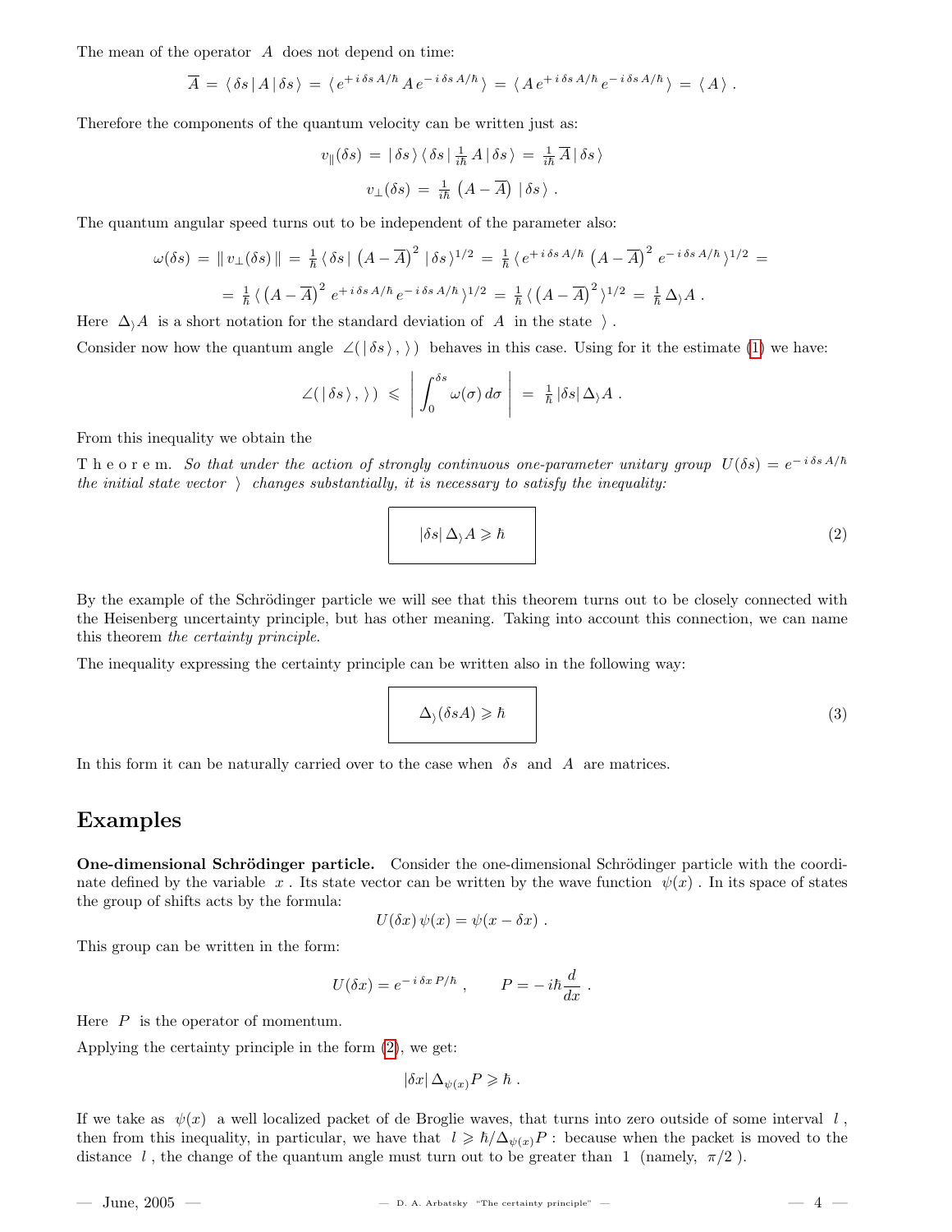The mean of the operator $A$ does not depend on time:

$$\overline{A} = \langle \delta s \,|\, A \,|\, \delta s \,\rangle = \langle\, e^{+\,i\,\delta s\,A/\hbar}\, A\, e^{-\,i\,\delta s\,A/\hbar} \,\rangle = \langle\, A\, e^{+\,i\,\delta s\,A/\hbar}\, e^{-\,i\,\delta s\,A/\hbar} \,\rangle = \langle\, A \,\rangle\ .$$

Therefore the components of the quantum velocity can be written just as:

$$v_{\|}(\delta s) = |\,\delta s\,\rangle \langle\, \delta s \,|\, \tfrac{1}{i\hbar} A \,|\, \delta s\,\rangle = \tfrac{1}{i\hbar}\, \overline{A}\,|\, \delta s\,\rangle$$

$$v_{\perp}(\delta s) = \tfrac{1}{i\hbar}\, \big(A - \overline{A}\big)\, |\, \delta s\,\rangle\ .$$

The quantum angular speed turns out to be independent of the parameter also:

$$\omega(\delta s) = \|\, v_{\perp}(\delta s) \,\| = \tfrac{1}{\hbar}\, \langle\, \delta s \,|\, \big(A - \overline{A}\big)^2 \,|\, \delta s\,\rangle^{1/2} = \tfrac{1}{\hbar}\, \langle\, e^{+\,i\,\delta s\,A/\hbar}\, \big(A - \overline{A}\big)^2\, e^{-\,i\,\delta s\,A/\hbar} \,\rangle^{1/2} =$$

$$= \tfrac{1}{\hbar}\, \langle\, \big(A - \overline{A}\big)^2\, e^{+\,i\,\delta s\,A/\hbar}\, e^{-\,i\,\delta s\,A/\hbar} \,\rangle^{1/2} = \tfrac{1}{\hbar}\, \langle\, \big(A - \overline{A}\big)^2 \,\rangle^{1/2} = \tfrac{1}{\hbar}\, \Delta_{\rangle} A\ .$$

Here $\Delta_{\rangle} A$ is a short notation for the standard deviation of $A$ in the state $\rangle$ .

Consider now how the quantum angle $\angle(\,|\,\delta s\,\rangle\,,\,\rangle\,)$ behaves in this case. Using for it the estimate (1) we have:

$$\angle(\,|\,\delta s\,\rangle\,,\,\rangle\,) \;\leqslant\; \left|\, \int_0^{\delta s} \omega(\sigma)\, d\sigma \,\right| \;=\; \tfrac{1}{\hbar}\, |\delta s|\, \Delta_{\rangle} A\ .$$

From this inequality we obtain the

T h e o r e m. *So that under the action of strongly continuous one-parameter unitary group $U(\delta s) = e^{-\,i\,\delta s\,A/\hbar}$ the initial state vector $\rangle$ changes substantially, it is necessary to satisfy the inequality:*

$$\boxed{\;|\delta s|\, \Delta_{\rangle} A \geqslant \hbar\;} \tag{2}$$

By the example of the Schrödinger particle we will see that this theorem turns out to be closely connected with the Heisenberg uncertainty principle, but has other meaning. Taking into account this connection, we can name this theorem *the certainty principle*.

The inequality expressing the certainty principle can be written also in the following way:

$$\boxed{\;\Delta_{\rangle} (\delta s A) \geqslant \hbar\;} \tag{3}$$

In this form it can be naturally carried over to the case when $\delta s$ and $A$ are matrices.

## Examples

**One-dimensional Schrödinger particle.** Consider the one-dimensional Schrödinger particle with the coordinate defined by the variable $x$ . Its state vector can be written by the wave function $\psi(x)$ . In its space of states the group of shifts acts by the formula:

$$U(\delta x)\, \psi(x) = \psi(x - \delta x)\ .$$

This group can be written in the form:

$$U(\delta x) = e^{-\,i\,\delta x\,P/\hbar}\ , \qquad P = -\,i\hbar \frac{d}{dx}\ .$$

Here $P$ is the operator of momentum.

Applying the certainty principle in the form (2), we get:

$$|\delta x|\, \Delta_{\psi(x)} P \geqslant \hbar\ .$$

If we take as $\psi(x)$ a well localized packet of de Broglie waves, that turns into zero outside of some interval $l$ , then from this inequality, in particular, we have that $l \geqslant \hbar / \Delta_{\psi(x)} P$ : because when the packet is moved to the distance $l$ , the change of the quantum angle must turn out to be greater than $1$ (namely, $\pi/2$ ).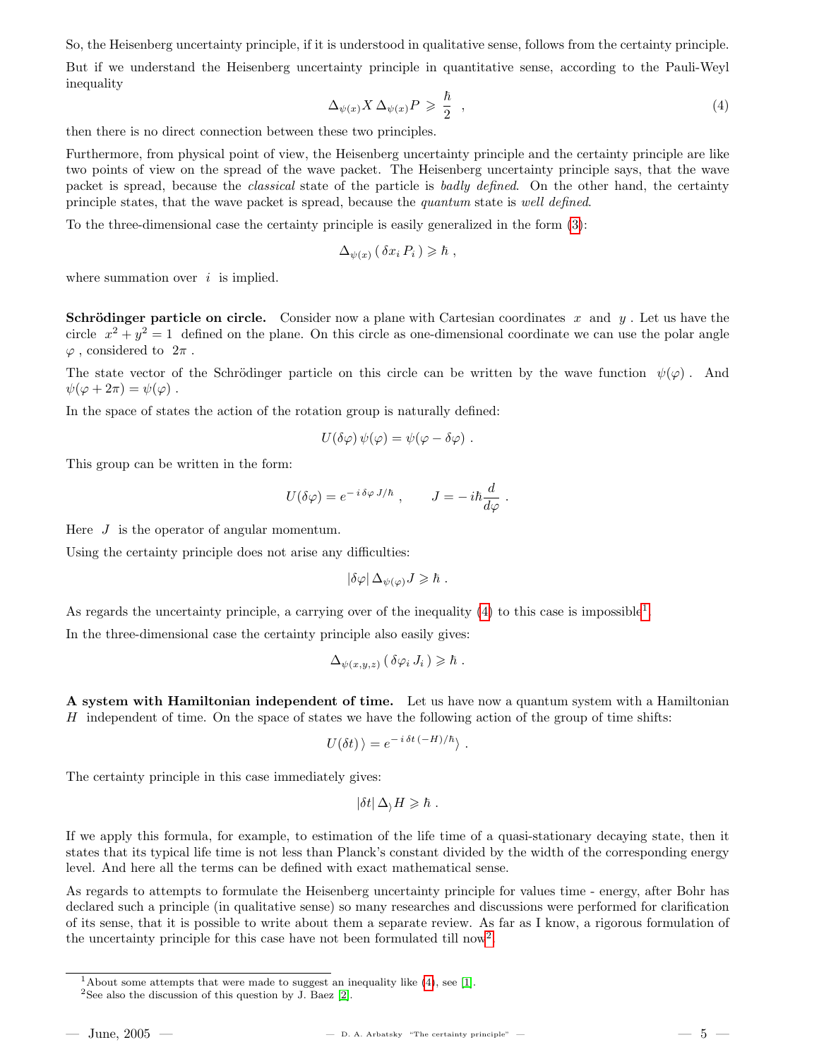So, the Heisenberg uncertainty principle, if it is understood in qualitative sense, follows from the certainty principle.

But if we understand the Heisenberg uncertainty principle in quantitative sense, according to the Pauli-Weyl inequality

$$\Delta_{\psi(x)} X \, \Delta_{\psi(x)} P \geqslant \frac{\hbar}{2} \ , \tag{4}$$

then there is no direct connection between these two principles.

Furthermore, from physical point of view, the Heisenberg uncertainty principle and the certainty principle are like two points of view on the spread of the wave packet. The Heisenberg uncertainty principle says, that the wave packet is spread, because the *classical* state of the particle is *badly defined*. On the other hand, the certainty principle states, that the wave packet is spread, because the *quantum* state is *well defined*.

To the three-dimensional case the certainty principle is easily generalized in the form (3):

$$\Delta_{\psi(x)} \left( \delta x_i \, P_i \right) \geqslant \hbar \ ,$$

where summation over $i$ is implied.

**Schrödinger particle on circle.** Consider now a plane with Cartesian coordinates $x$ and $y$. Let us have the circle $x^2 + y^2 = 1$ defined on the plane. On this circle as one-dimensional coordinate we can use the polar angle $\varphi$, considered to $2\pi$.

The state vector of the Schrödinger particle on this circle can be written by the wave function $\psi(\varphi)$. And $\psi(\varphi + 2\pi) = \psi(\varphi)$.

In the space of states the action of the rotation group is naturally defined:

$$U(\delta\varphi) \, \psi(\varphi) = \psi(\varphi - \delta\varphi) \ .$$

This group can be written in the form:

$$U(\delta\varphi) = e^{-\,i\,\delta\varphi\,J/\hbar} \ , \qquad J = -\,i\hbar \frac{d}{d\varphi} \ .$$

Here $J$ is the operator of angular momentum.

Using the certainty principle does not arise any difficulties:

$$|\delta\varphi| \, \Delta_{\psi(\varphi)} J \geqslant \hbar \ .$$

As regards the uncertainty principle, a carrying over of the inequality (4) to this case is impossible[1].

In the three-dimensional case the certainty principle also easily gives:

$$\Delta_{\psi(x,y,z)} \left( \delta\varphi_i \, J_i \right) \geqslant \hbar \ .$$

**A system with Hamiltonian independent of time.** Let us have now a quantum system with a Hamiltonian $H$ independent of time. On the space of states we have the following action of the group of time shifts:

$$U(\delta t) \, \rangle = e^{-\,i\,\delta t\,(-H)/\hbar} \rangle \ .$$

The certainty principle in this case immediately gives:

$$|\delta t| \, \Delta_{\rangle} H \geqslant \hbar \ .$$

If we apply this formula, for example, to estimation of the life time of a quasi-stationary decaying state, then it states that its typical life time is not less than Planck's constant divided by the width of the corresponding energy level. And here all the terms can be defined with exact mathematical sense.

As regards to attempts to formulate the Heisenberg uncertainty principle for values time - energy, after Bohr has declared such a principle (in qualitative sense) so many researches and discussions were performed for clarification of its sense, that it is possible to write about them a separate review. As far as I know, a rigorous formulation of the uncertainty principle for this case have not been formulated till now[2].

[1] About some attempts that were made to suggest an inequality like (4), see [1].

[2] See also the discussion of this question by J. Baez [2].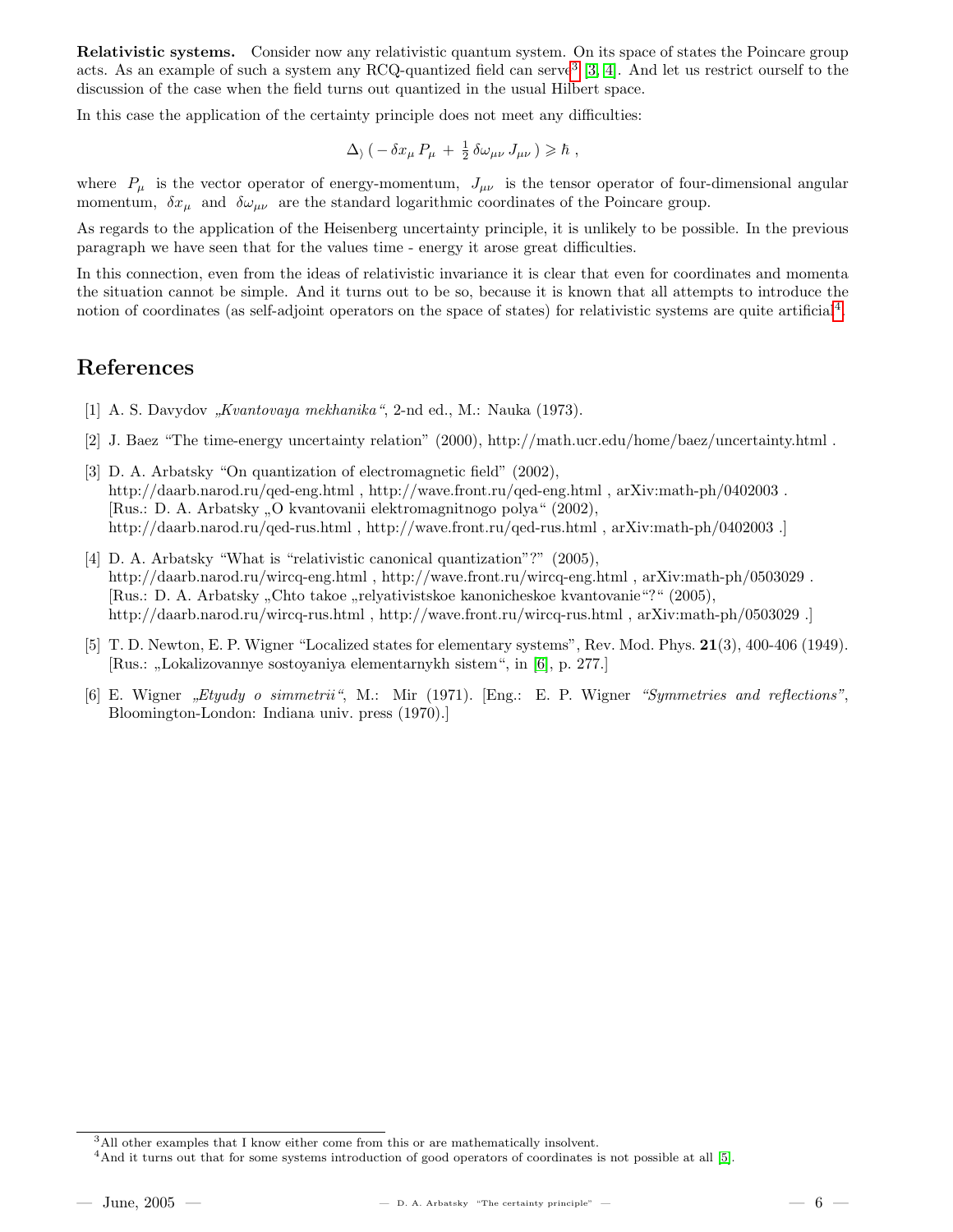**Relativistic systems.** Consider now any relativistic quantum system. On its space of states the Poincare group acts. As an example of such a system any RCQ-quantized field can serve[3] [3, 4]. And let us restrict ourself to the discussion of the case when the field turns out quantized in the usual Hilbert space.

In this case the application of the certainty principle does not meet any difficulties:

$$\Delta_{\rangle} \left( -\delta x_\mu \, P_\mu \, + \, \tfrac{1}{2} \, \delta\omega_{\mu\nu} \, J_{\mu\nu} \right) \geqslant \hbar \; ,$$

where $P_\mu$ is the vector operator of energy-momentum, $J_{\mu\nu}$ is the tensor operator of four-dimensional angular momentum, $\delta x_\mu$ and $\delta\omega_{\mu\nu}$ are the standard logarithmic coordinates of the Poincare group.

As regards to the application of the Heisenberg uncertainty principle, it is unlikely to be possible. In the previous paragraph we have seen that for the values time - energy it arose great difficulties.

In this connection, even from the ideas of relativistic invariance it is clear that even for coordinates and momenta the situation cannot be simple. And it turns out to be so, because it is known that all attempts to introduce the notion of coordinates (as self-adjoint operators on the space of states) for relativistic systems are quite artificial[4].

## References

[1] A. S. Davydov *„Kvantovaya mekhanika"*, 2-nd ed., M.: Nauka (1973).

[2] J. Baez "The time-energy uncertainty relation" (2000), http://math.ucr.edu/home/baez/uncertainty.html .

[3] D. A. Arbatsky "On quantization of electromagnetic field" (2002), http://daarb.narod.ru/qed-eng.html , http://wave.front.ru/qed-eng.html , arXiv:math-ph/0402003 . [Rus.: D. A. Arbatsky „O kvantovanii elektromagnitnogo polya" (2002), http://daarb.narod.ru/qed-rus.html , http://wave.front.ru/qed-rus.html , arXiv:math-ph/0402003 .]

[4] D. A. Arbatsky "What is "relativistic canonical quantization"?" (2005), http://daarb.narod.ru/wircq-eng.html , http://wave.front.ru/wircq-eng.html , arXiv:math-ph/0503029 . [Rus.: D. A. Arbatsky „Chto takoe „relyativistskoe kanonicheskoe kvantovanie"?" (2005), http://daarb.narod.ru/wircq-rus.html , http://wave.front.ru/wircq-rus.html , arXiv:math-ph/0503029 .]

[5] T. D. Newton, E. P. Wigner "Localized states for elementary systems", Rev. Mod. Phys. **21**(3), 400-406 (1949). [Rus.: „Lokalizovannye sostoyaniya elementarnykh sistem", in [6], p. 277.]

[6] E. Wigner *„Etyudy o simmetrii"*, M.: Mir (1971). [Eng.: E. P. Wigner *"Symmetries and reflections"*, Bloomington-London: Indiana univ. press (1970).]

---

[3] All other examples that I know either come from this or are mathematically insolvent.

[4] And it turns out that for some systems introduction of good operators of coordinates is not possible at all [5].